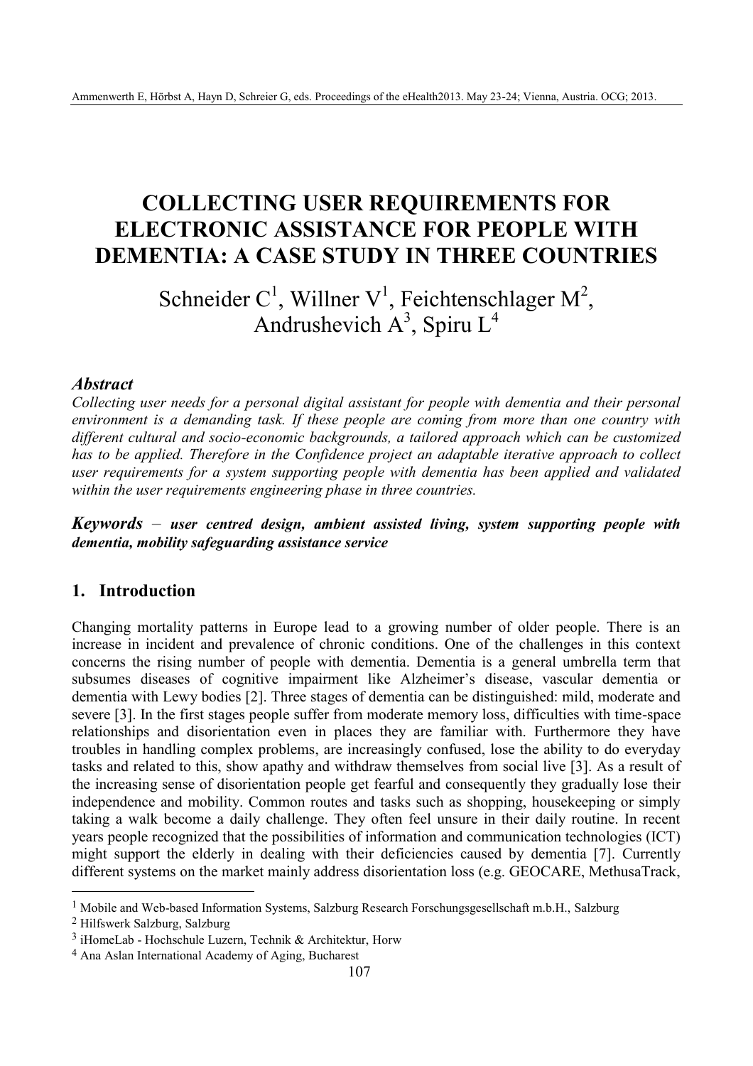# COLLECTING USER REQUIREMENTS FOR ELECTRONIC ASSISTANCE FOR PEOPLE WITH DEMENTIA: A CASE STUDY IN THREE COUNTRIES

Schneider C[1], Willner V[1], Feichtenschlager M[2], Andrushevich A[3], Spiru L[4]

### *Abstract*

*Collecting user needs for a personal digital assistant for people with dementia and their personal environment is a demanding task. If these people are coming from more than one country with different cultural and socio-economic backgrounds, a tailored approach which can be customized has to be applied. Therefore in the Confidence project an adaptable iterative approach to collect user requirements for a system supporting people with dementia has been applied and validated within the user requirements engineering phase in three countries.*

***Keywords*** – ***user centred design, ambient assisted living, system supporting people with dementia, mobility safeguarding assistance service***

## 1. Introduction

Changing mortality patterns in Europe lead to a growing number of older people. There is an increase in incident and prevalence of chronic conditions. One of the challenges in this context concerns the rising number of people with dementia. Dementia is a general umbrella term that subsumes diseases of cognitive impairment like Alzheimer's disease, vascular dementia or dementia with Lewy bodies [2]. Three stages of dementia can be distinguished: mild, moderate and severe [3]. In the first stages people suffer from moderate memory loss, difficulties with time-space relationships and disorientation even in places they are familiar with. Furthermore they have troubles in handling complex problems, are increasingly confused, lose the ability to do everyday tasks and related to this, show apathy and withdraw themselves from social live [3]. As a result of the increasing sense of disorientation people get fearful and consequently they gradually lose their independence and mobility. Common routes and tasks such as shopping, housekeeping or simply taking a walk become a daily challenge. They often feel unsure in their daily routine. In recent years people recognized that the possibilities of information and communication technologies (ICT) might support the elderly in dealing with their deficiencies caused by dementia [7]. Currently different systems on the market mainly address disorientation loss (e.g. GEOCARE, MethusaTrack,

---

[1] Mobile and Web-based Information Systems, Salzburg Research Forschungsgesellschaft m.b.H., Salzburg

[2] Hilfswerk Salzburg, Salzburg

[3] iHomeLab - Hochschule Luzern, Technik & Architektur, Horw

[4] Ana Aslan International Academy of Aging, Bucharest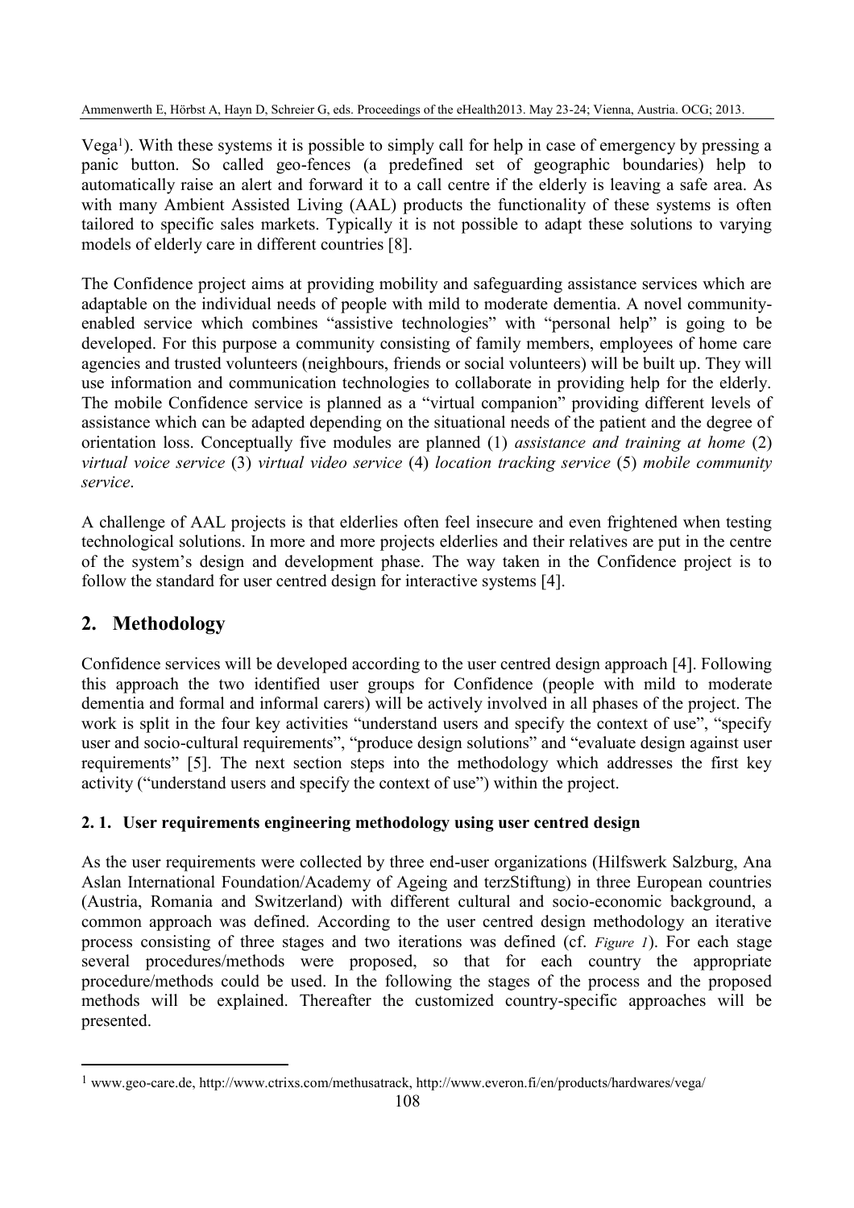Vega[1]). With these systems it is possible to simply call for help in case of emergency by pressing a panic button. So called geo-fences (a predefined set of geographic boundaries) help to automatically raise an alert and forward it to a call centre if the elderly is leaving a safe area. As with many Ambient Assisted Living (AAL) products the functionality of these systems is often tailored to specific sales markets. Typically it is not possible to adapt these solutions to varying models of elderly care in different countries [8].

The Confidence project aims at providing mobility and safeguarding assistance services which are adaptable on the individual needs of people with mild to moderate dementia. A novel community-enabled service which combines "assistive technologies" with "personal help" is going to be developed. For this purpose a community consisting of family members, employees of home care agencies and trusted volunteers (neighbours, friends or social volunteers) will be built up. They will use information and communication technologies to collaborate in providing help for the elderly. The mobile Confidence service is planned as a "virtual companion" providing different levels of assistance which can be adapted depending on the situational needs of the patient and the degree of orientation loss. Conceptually five modules are planned (1) *assistance and training at home* (2) *virtual voice service* (3) *virtual video service* (4) *location tracking service* (5) *mobile community service*.

A challenge of AAL projects is that elderlies often feel insecure and even frightened when testing technological solutions. In more and more projects elderlies and their relatives are put in the centre of the system's design and development phase. The way taken in the Confidence project is to follow the standard for user centred design for interactive systems [4].

## 2. Methodology

Confidence services will be developed according to the user centred design approach [4]. Following this approach the two identified user groups for Confidence (people with mild to moderate dementia and formal and informal carers) will be actively involved in all phases of the project. The work is split in the four key activities "understand users and specify the context of use", "specify user and socio-cultural requirements", "produce design solutions" and "evaluate design against user requirements" [5]. The next section steps into the methodology which addresses the first key activity ("understand users and specify the context of use") within the project.

### 2. 1. User requirements engineering methodology using user centred design

As the user requirements were collected by three end-user organizations (Hilfswerk Salzburg, Ana Aslan International Foundation/Academy of Ageing and terzStiftung) in three European countries (Austria, Romania and Switzerland) with different cultural and socio-economic background, a common approach was defined. According to the user centred design methodology an iterative process consisting of three stages and two iterations was defined (cf. *Figure 1*). For each stage several procedures/methods were proposed, so that for each country the appropriate procedure/methods could be used. In the following the stages of the process and the proposed methods will be explained. Thereafter the customized country-specific approaches will be presented.

[1] www.geo-care.de, http://www.ctrixs.com/methusatrack, http://www.everon.fi/en/products/hardwares/vega/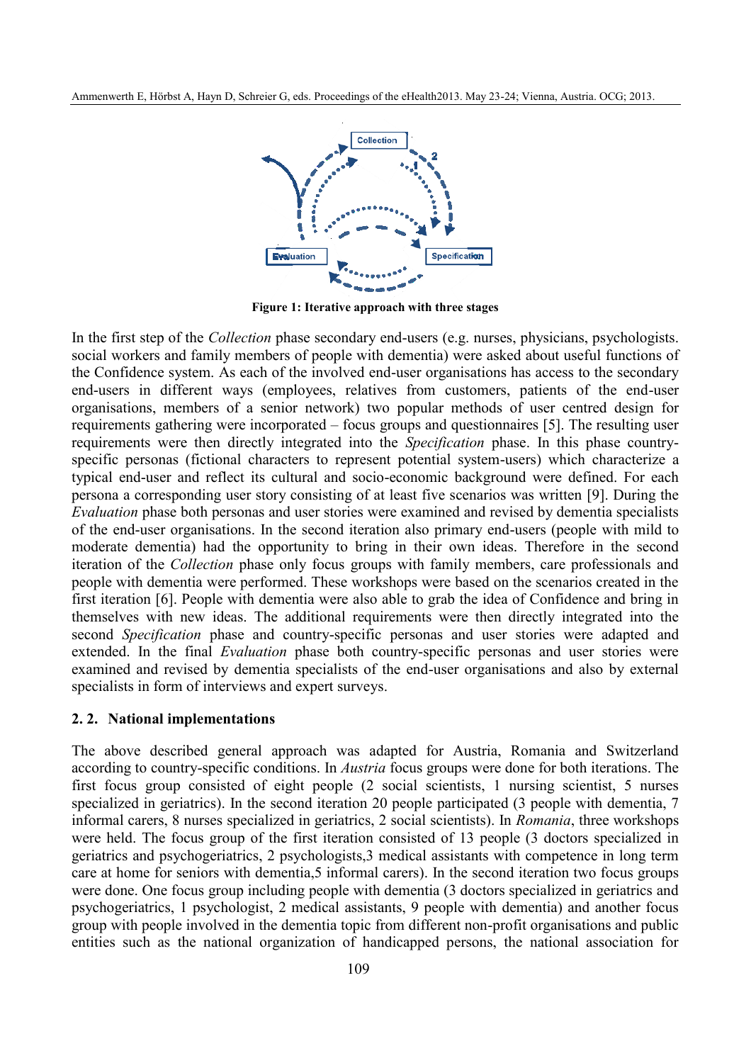**Figure 1: Iterative approach with three stages**

In the first step of the *Collection* phase secondary end-users (e.g. nurses, physicians, psychologists. social workers and family members of people with dementia) were asked about useful functions of the Confidence system. As each of the involved end-user organisations has access to the secondary end-users in different ways (employees, relatives from customers, patients of the end-user organisations, members of a senior network) two popular methods of user centred design for requirements gathering were incorporated – focus groups and questionnaires [5]. The resulting user requirements were then directly integrated into the *Specification* phase. In this phase country-specific personas (fictional characters to represent potential system-users) which characterize a typical end-user and reflect its cultural and socio-economic background were defined. For each persona a corresponding user story consisting of at least five scenarios was written [9]. During the *Evaluation* phase both personas and user stories were examined and revised by dementia specialists of the end-user organisations. In the second iteration also primary end-users (people with mild to moderate dementia) had the opportunity to bring in their own ideas. Therefore in the second iteration of the *Collection* phase only focus groups with family members, care professionals and people with dementia were performed. These workshops were based on the scenarios created in the first iteration [6]. People with dementia were also able to grab the idea of Confidence and bring in themselves with new ideas. The additional requirements were then directly integrated into the second *Specification* phase and country-specific personas and user stories were adapted and extended. In the final *Evaluation* phase both country-specific personas and user stories were examined and revised by dementia specialists of the end-user organisations and also by external specialists in form of interviews and expert surveys.

### 2. 2. National implementations

The above described general approach was adapted for Austria, Romania and Switzerland according to country-specific conditions. In *Austria* focus groups were done for both iterations. The first focus group consisted of eight people (2 social scientists, 1 nursing scientist, 5 nurses specialized in geriatrics). In the second iteration 20 people participated (3 people with dementia, 7 informal carers, 8 nurses specialized in geriatrics, 2 social scientists). In *Romania*, three workshops were held. The focus group of the first iteration consisted of 13 people (3 doctors specialized in geriatrics and psychogeriatrics, 2 psychologists,3 medical assistants with competence in long term care at home for seniors with dementia,5 informal carers). In the second iteration two focus groups were done. One focus group including people with dementia (3 doctors specialized in geriatrics and psychogeriatrics, 1 psychologist, 2 medical assistants, 9 people with dementia) and another focus group with people involved in the dementia topic from different non-profit organisations and public entities such as the national organization of handicapped persons, the national association for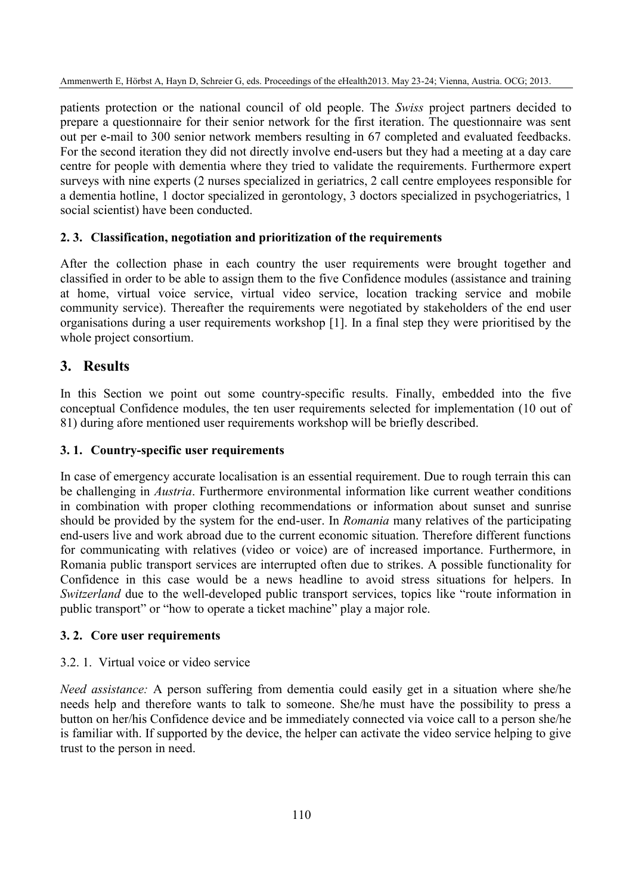patients protection or the national council of old people. The *Swiss* project partners decided to prepare a questionnaire for their senior network for the first iteration. The questionnaire was sent out per e-mail to 300 senior network members resulting in 67 completed and evaluated feedbacks. For the second iteration they did not directly involve end-users but they had a meeting at a day care centre for people with dementia where they tried to validate the requirements. Furthermore expert surveys with nine experts (2 nurses specialized in geriatrics, 2 call centre employees responsible for a dementia hotline, 1 doctor specialized in gerontology, 3 doctors specialized in psychogeriatrics, 1 social scientist) have been conducted.

### 2. 3. Classification, negotiation and prioritization of the requirements

After the collection phase in each country the user requirements were brought together and classified in order to be able to assign them to the five Confidence modules (assistance and training at home, virtual voice service, virtual video service, location tracking service and mobile community service). Thereafter the requirements were negotiated by stakeholders of the end user organisations during a user requirements workshop [1]. In a final step they were prioritised by the whole project consortium.

## 3. Results

In this Section we point out some country-specific results. Finally, embedded into the five conceptual Confidence modules, the ten user requirements selected for implementation (10 out of 81) during afore mentioned user requirements workshop will be briefly described.

### 3. 1. Country-specific user requirements

In case of emergency accurate localisation is an essential requirement. Due to rough terrain this can be challenging in *Austria*. Furthermore environmental information like current weather conditions in combination with proper clothing recommendations or information about sunset and sunrise should be provided by the system for the end-user. In *Romania* many relatives of the participating end-users live and work abroad due to the current economic situation. Therefore different functions for communicating with relatives (video or voice) are of increased importance. Furthermore, in Romania public transport services are interrupted often due to strikes. A possible functionality for Confidence in this case would be a news headline to avoid stress situations for helpers. In *Switzerland* due to the well-developed public transport services, topics like "route information in public transport" or "how to operate a ticket machine" play a major role.

### 3. 2. Core user requirements

#### 3.2. 1. Virtual voice or video service

*Need assistance:* A person suffering from dementia could easily get in a situation where she/he needs help and therefore wants to talk to someone. She/he must have the possibility to press a button on her/his Confidence device and be immediately connected via voice call to a person she/he is familiar with. If supported by the device, the helper can activate the video service helping to give trust to the person in need.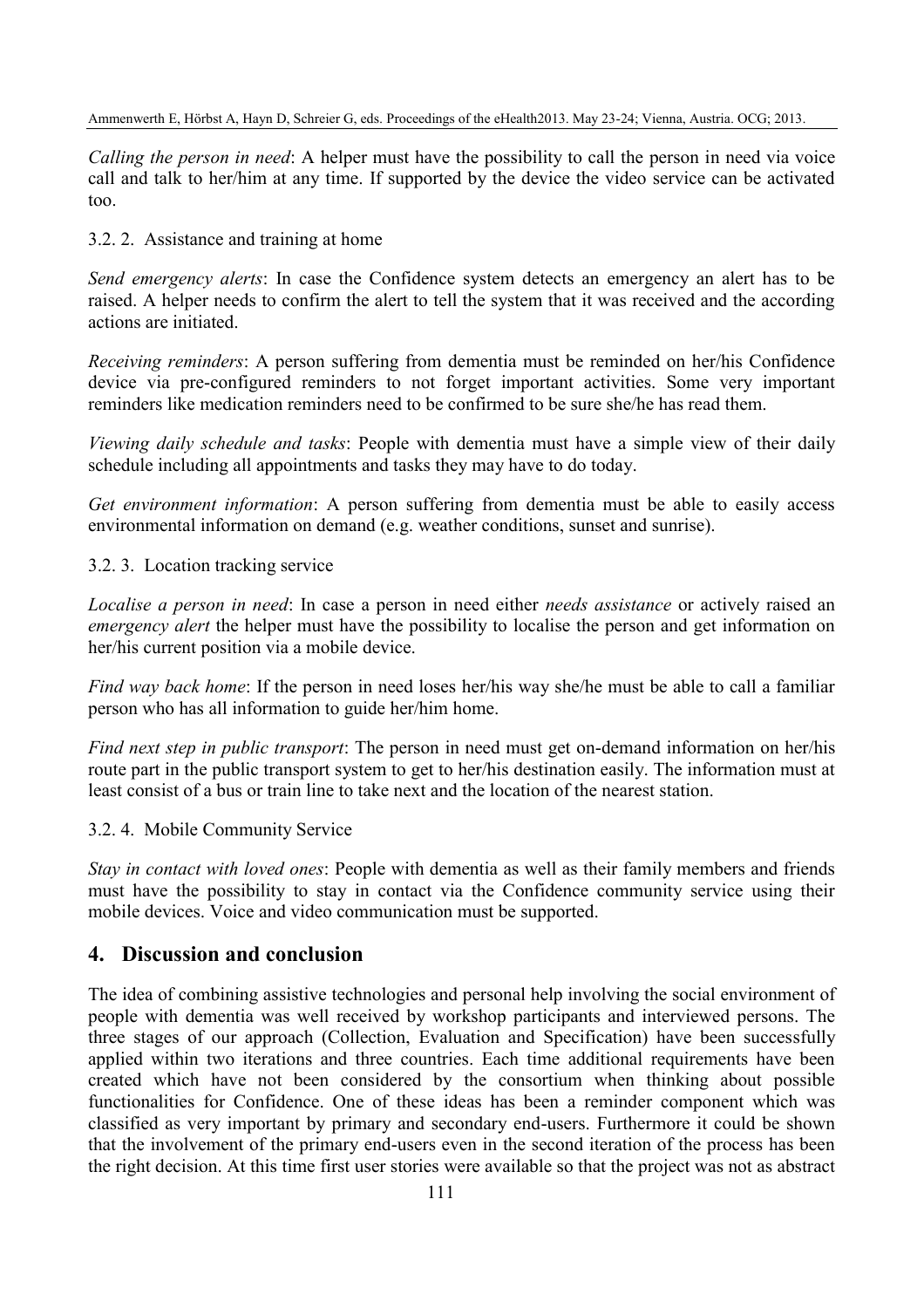*Calling the person in need*: A helper must have the possibility to call the person in need via voice call and talk to her/him at any time. If supported by the device the video service can be activated too.

3.2. 2. Assistance and training at home

*Send emergency alerts*: In case the Confidence system detects an emergency an alert has to be raised. A helper needs to confirm the alert to tell the system that it was received and the according actions are initiated.

*Receiving reminders*: A person suffering from dementia must be reminded on her/his Confidence device via pre-configured reminders to not forget important activities. Some very important reminders like medication reminders need to be confirmed to be sure she/he has read them.

*Viewing daily schedule and tasks*: People with dementia must have a simple view of their daily schedule including all appointments and tasks they may have to do today.

*Get environment information*: A person suffering from dementia must be able to easily access environmental information on demand (e.g. weather conditions, sunset and sunrise).

3.2. 3. Location tracking service

*Localise a person in need*: In case a person in need either *needs assistance* or actively raised an *emergency alert* the helper must have the possibility to localise the person and get information on her/his current position via a mobile device.

*Find way back home*: If the person in need loses her/his way she/he must be able to call a familiar person who has all information to guide her/him home.

*Find next step in public transport*: The person in need must get on-demand information on her/his route part in the public transport system to get to her/his destination easily. The information must at least consist of a bus or train line to take next and the location of the nearest station.

3.2. 4. Mobile Community Service

*Stay in contact with loved ones*: People with dementia as well as their family members and friends must have the possibility to stay in contact via the Confidence community service using their mobile devices. Voice and video communication must be supported.

## 4. Discussion and conclusion

The idea of combining assistive technologies and personal help involving the social environment of people with dementia was well received by workshop participants and interviewed persons. The three stages of our approach (Collection, Evaluation and Specification) have been successfully applied within two iterations and three countries. Each time additional requirements have been created which have not been considered by the consortium when thinking about possible functionalities for Confidence. One of these ideas has been a reminder component which was classified as very important by primary and secondary end-users. Furthermore it could be shown that the involvement of the primary end-users even in the second iteration of the process has been the right decision. At this time first user stories were available so that the project was not as abstract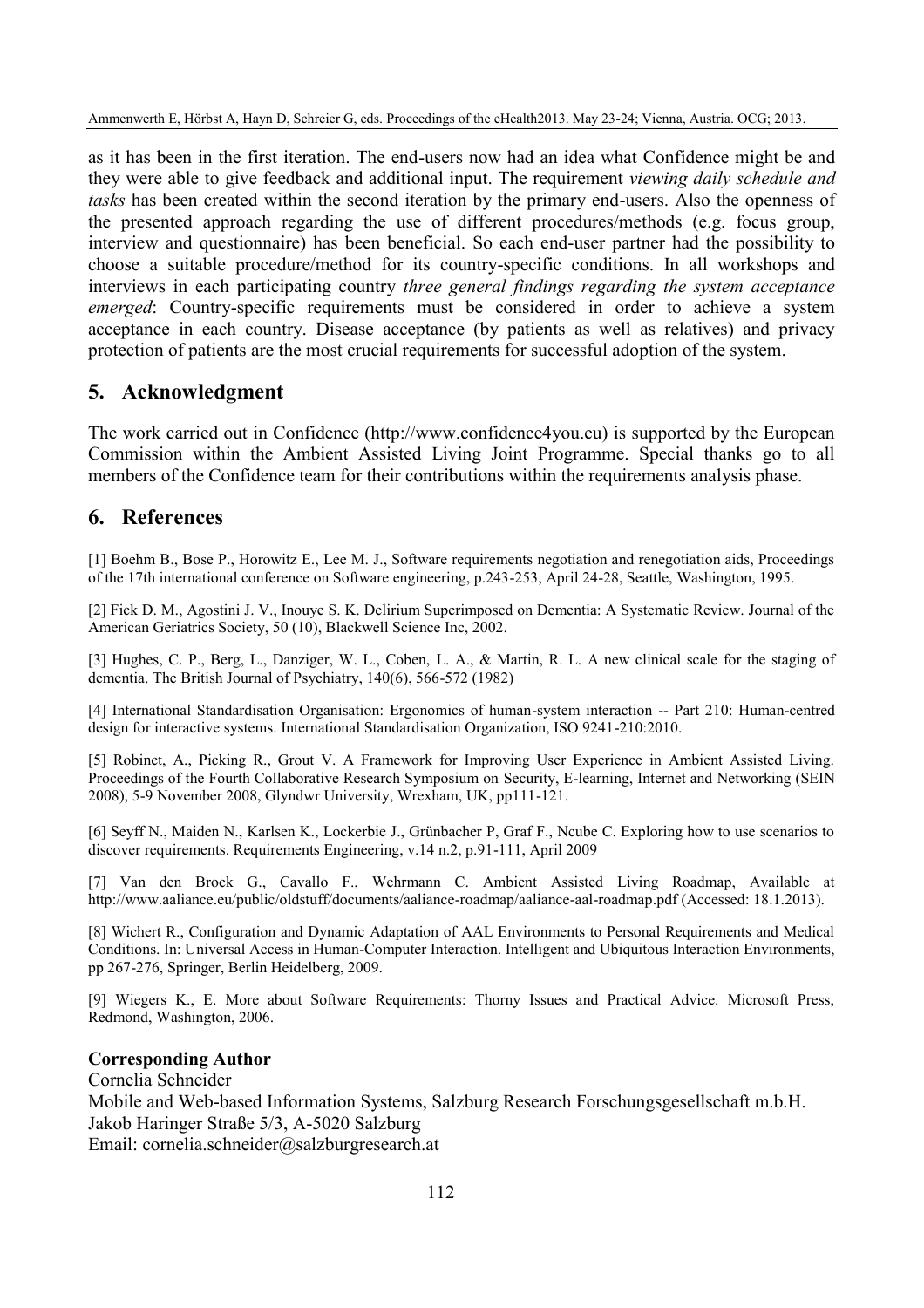as it has been in the first iteration. The end-users now had an idea what Confidence might be and they were able to give feedback and additional input. The requirement *viewing daily schedule and tasks* has been created within the second iteration by the primary end-users. Also the openness of the presented approach regarding the use of different procedures/methods (e.g. focus group, interview and questionnaire) has been beneficial. So each end-user partner had the possibility to choose a suitable procedure/method for its country-specific conditions. In all workshops and interviews in each participating country *three general findings regarding the system acceptance emerged*: Country-specific requirements must be considered in order to achieve a system acceptance in each country. Disease acceptance (by patients as well as relatives) and privacy protection of patients are the most crucial requirements for successful adoption of the system.

## 5. Acknowledgment

The work carried out in Confidence (http://www.confidence4you.eu) is supported by the European Commission within the Ambient Assisted Living Joint Programme. Special thanks go to all members of the Confidence team for their contributions within the requirements analysis phase.

## 6. References

[1] Boehm B., Bose P., Horowitz E., Lee M. J., Software requirements negotiation and renegotiation aids, Proceedings of the 17th international conference on Software engineering, p.243-253, April 24-28, Seattle, Washington, 1995.

[2] Fick D. M., Agostini J. V., Inouye S. K. Delirium Superimposed on Dementia: A Systematic Review. Journal of the American Geriatrics Society, 50 (10), Blackwell Science Inc, 2002.

[3] Hughes, C. P., Berg, L., Danziger, W. L., Coben, L. A., & Martin, R. L. A new clinical scale for the staging of dementia. The British Journal of Psychiatry, 140(6), 566-572 (1982)

[4] International Standardisation Organisation: Ergonomics of human-system interaction -- Part 210: Human-centred design for interactive systems. International Standardisation Organization, ISO 9241-210:2010.

[5] Robinet, A., Picking R., Grout V. A Framework for Improving User Experience in Ambient Assisted Living. Proceedings of the Fourth Collaborative Research Symposium on Security, E-learning, Internet and Networking (SEIN 2008), 5-9 November 2008, Glyndwr University, Wrexham, UK, pp111-121.

[6] Seyff N., Maiden N., Karlsen K., Lockerbie J., Grünbacher P, Graf F., Ncube C. Exploring how to use scenarios to discover requirements. Requirements Engineering, v.14 n.2, p.91-111, April 2009

[7] Van den Broek G., Cavallo F., Wehrmann C. Ambient Assisted Living Roadmap, Available at http://www.aaliance.eu/public/oldstuff/documents/aaliance-roadmap/aaliance-aal-roadmap.pdf (Accessed: 18.1.2013).

[8] Wichert R., Configuration and Dynamic Adaptation of AAL Environments to Personal Requirements and Medical Conditions. In: Universal Access in Human-Computer Interaction. Intelligent and Ubiquitous Interaction Environments, pp 267-276, Springer, Berlin Heidelberg, 2009.

[9] Wiegers K., E. More about Software Requirements: Thorny Issues and Practical Advice. Microsoft Press, Redmond, Washington, 2006.

**Corresponding Author**

Cornelia Schneider
Mobile and Web-based Information Systems, Salzburg Research Forschungsgesellschaft m.b.H.
Jakob Haringer Straße 5/3, A-5020 Salzburg
Email: cornelia.schneider@salzburgresearch.at